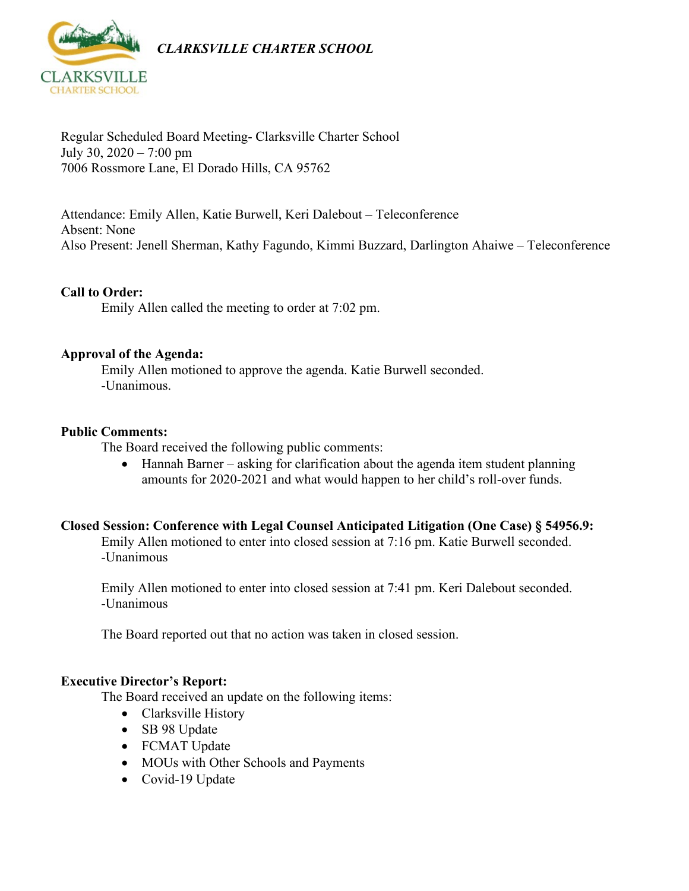*CLARKSVILLE CHARTER SCHOOL*

Regular Scheduled Board Meeting- Clarksville Charter School
July 30, 2020 – 7:00 pm
7006 Rossmore Lane, El Dorado Hills, CA 95762

Attendance: Emily Allen, Katie Burwell, Keri Dalebout – Teleconference
Absent: None
Also Present: Jenell Sherman, Kathy Fagundo, Kimmi Buzzard, Darlington Ahaiwe – Teleconference

**Call to Order:**

Emily Allen called the meeting to order at 7:02 pm.

**Approval of the Agenda:**

Emily Allen motioned to approve the agenda. Katie Burwell seconded.
-Unanimous.

**Public Comments:**

The Board received the following public comments:

- Hannah Barner – asking for clarification about the agenda item student planning amounts for 2020-2021 and what would happen to her child's roll-over funds.

**Closed Session: Conference with Legal Counsel Anticipated Litigation (One Case) § 54956.9:**

Emily Allen motioned to enter into closed session at 7:16 pm. Katie Burwell seconded.
-Unanimous

Emily Allen motioned to enter into closed session at 7:41 pm. Keri Dalebout seconded.
-Unanimous

The Board reported out that no action was taken in closed session.

**Executive Director's Report:**

The Board received an update on the following items:

- Clarksville History
- SB 98 Update
- FCMAT Update
- MOUs with Other Schools and Payments
- Covid-19 Update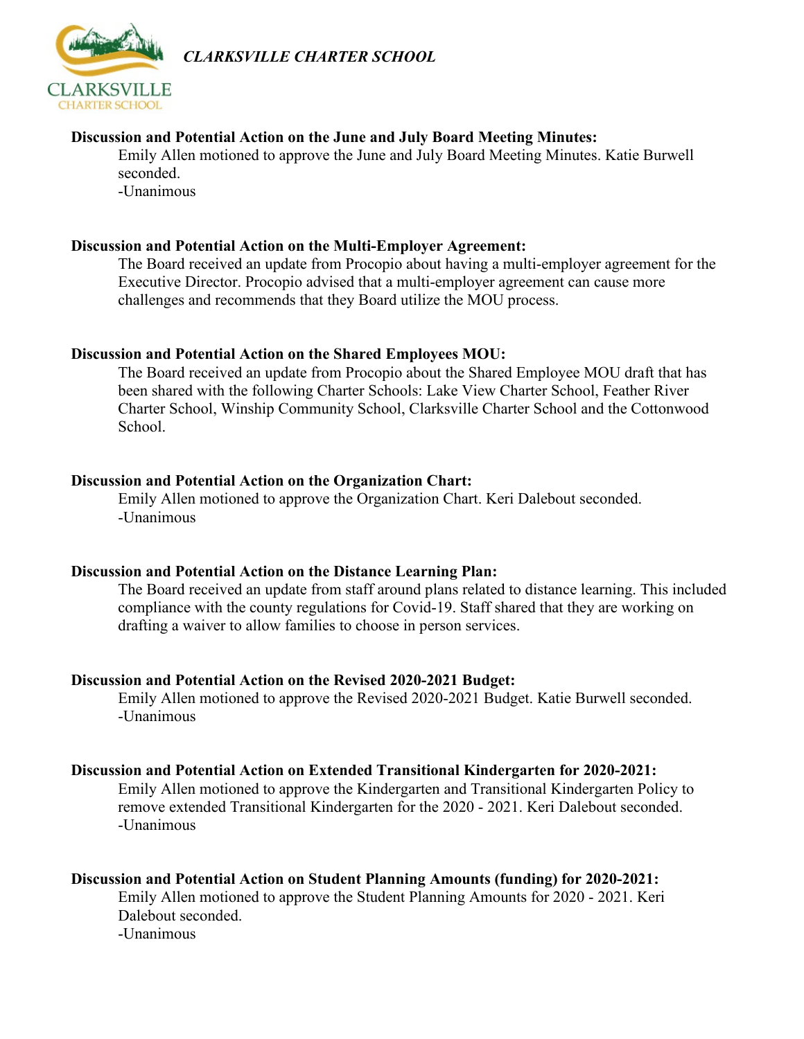**Discussion and Potential Action on the June and July Board Meeting Minutes:**

Emily Allen motioned to approve the June and July Board Meeting Minutes. Katie Burwell seconded.
-Unanimous

**Discussion and Potential Action on the Multi-Employer Agreement:**

The Board received an update from Procopio about having a multi-employer agreement for the Executive Director. Procopio advised that a multi-employer agreement can cause more challenges and recommends that they Board utilize the MOU process.

**Discussion and Potential Action on the Shared Employees MOU:**

The Board received an update from Procopio about the Shared Employee MOU draft that has been shared with the following Charter Schools: Lake View Charter School, Feather River Charter School, Winship Community School, Clarksville Charter School and the Cottonwood School.

**Discussion and Potential Action on the Organization Chart:**

Emily Allen motioned to approve the Organization Chart. Keri Dalebout seconded.
-Unanimous

**Discussion and Potential Action on the Distance Learning Plan:**

The Board received an update from staff around plans related to distance learning. This included compliance with the county regulations for Covid-19. Staff shared that they are working on drafting a waiver to allow families to choose in person services.

**Discussion and Potential Action on the Revised 2020-2021 Budget:**

Emily Allen motioned to approve the Revised 2020-2021 Budget. Katie Burwell seconded.
-Unanimous

**Discussion and Potential Action on Extended Transitional Kindergarten for 2020-2021:**

Emily Allen motioned to approve the Kindergarten and Transitional Kindergarten Policy to remove extended Transitional Kindergarten for the 2020 - 2021. Keri Dalebout seconded.
-Unanimous

**Discussion and Potential Action on Student Planning Amounts (funding) for 2020-2021:**

Emily Allen motioned to approve the Student Planning Amounts for 2020 - 2021. Keri Dalebout seconded.
-Unanimous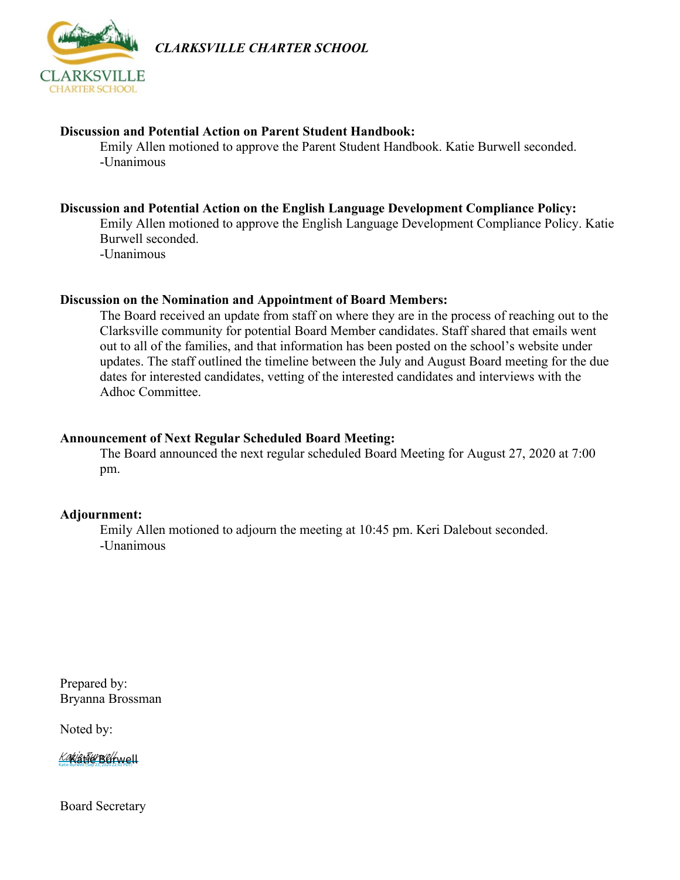**Discussion and Potential Action on Parent Student Handbook:**

Emily Allen motioned to approve the Parent Student Handbook. Katie Burwell seconded.
-Unanimous

**Discussion and Potential Action on the English Language Development Compliance Policy:**

Emily Allen motioned to approve the English Language Development Compliance Policy. Katie Burwell seconded.
-Unanimous

**Discussion on the Nomination and Appointment of Board Members:**

The Board received an update from staff on where they are in the process of reaching out to the Clarksville community for potential Board Member candidates. Staff shared that emails went out to all of the families, and that information has been posted on the school's website under updates. The staff outlined the timeline between the July and August Board meeting for the due dates for interested candidates, vetting of the interested candidates and interviews with the Adhoc Committee.

**Announcement of Next Regular Scheduled Board Meeting:**

The Board announced the next regular scheduled Board Meeting for August 27, 2020 at 7:00 pm.

**Adjournment:**

Emily Allen motioned to adjourn the meeting at 10:45 pm. Keri Dalebout seconded.
-Unanimous

Prepared by:
Bryanna Brossman

Noted by:

Katie Burwell
Katie Burwell (Sep 23, 2020 22:41 PDT)

Board Secretary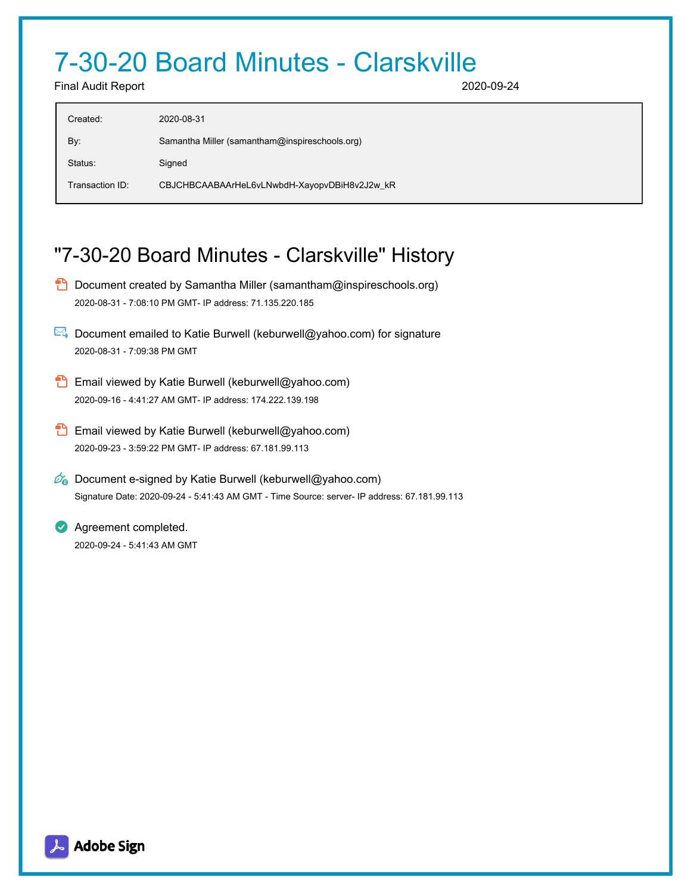# 7-30-20 Board Minutes - Clarskville

Final Audit Report 2020-09-24

| | |
|---|---|
| Created: | 2020-08-31 |
| By: | Samantha Miller (samantham@inspireschools.org) |
| Status: | Signed |
| Transaction ID: | CBJCHBCAABAArHeL6vLNwbdH-XayopvDBiH8v2J2w_kR |

## "7-30-20 Board Minutes - Clarskville" History

- Document created by Samantha Miller (samantham@inspireschools.org)
  2020-08-31 - 7:08:10 PM GMT- IP address: 71.135.220.185

- Document emailed to Katie Burwell (keburwell@yahoo.com) for signature
  2020-08-31 - 7:09:38 PM GMT

- Email viewed by Katie Burwell (keburwell@yahoo.com)
  2020-09-16 - 4:41:27 AM GMT- IP address: 174.222.139.198

- Email viewed by Katie Burwell (keburwell@yahoo.com)
  2020-09-23 - 3:59:22 PM GMT- IP address: 67.181.99.113

- Document e-signed by Katie Burwell (keburwell@yahoo.com)
  Signature Date: 2020-09-24 - 5:41:43 AM GMT - Time Source: server- IP address: 67.181.99.113

- Agreement completed.
  2020-09-24 - 5:41:43 AM GMT

Adobe Sign